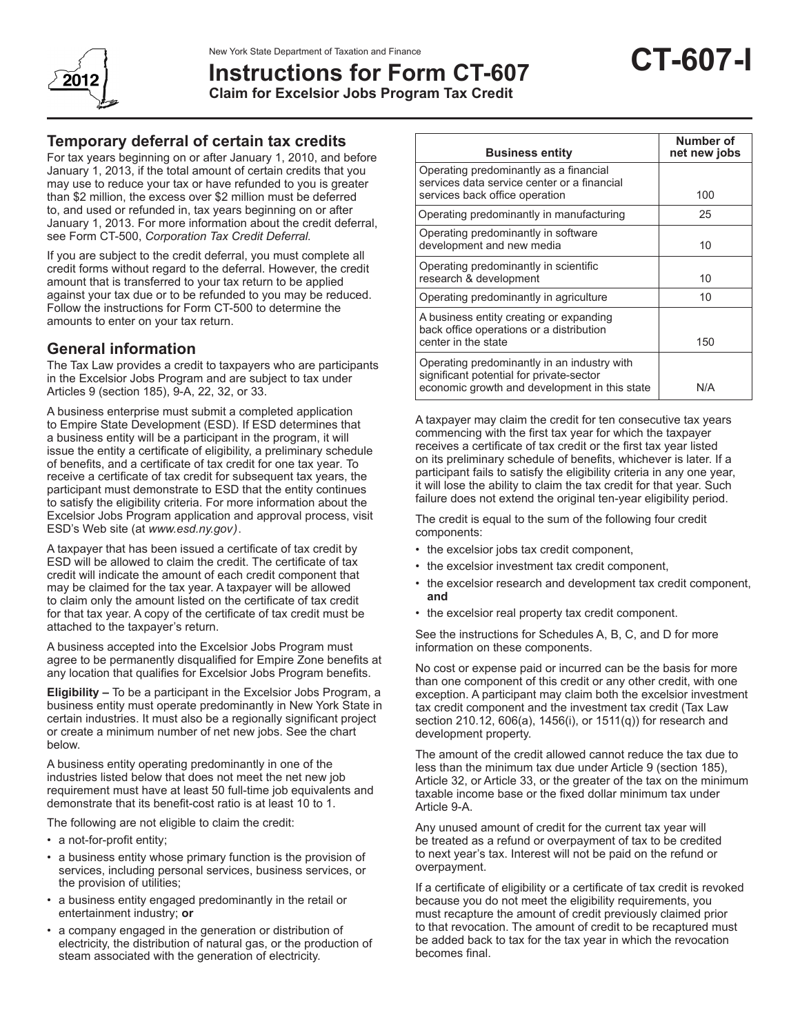New York State Department of Taxation and Finance

# Instructions for Form CT-607

**Claim for Excelsior Jobs Program Tax Credit**

**CT-607-I**

2012

## Temporary deferral of certain tax credits

For tax years beginning on or after January 1, 2010, and before January 1, 2013, if the total amount of certain credits that you may use to reduce your tax or have refunded to you is greater than $2 million, the excess over $2 million must be deferred to, and used or refunded in, tax years beginning on or after January 1, 2013. For more information about the credit deferral, see Form CT-500, *Corporation Tax Credit Deferral.*

If you are subject to the credit deferral, you must complete all credit forms without regard to the deferral. However, the credit amount that is transferred to your tax return to be applied against your tax due or to be refunded to you may be reduced. Follow the instructions for Form CT-500 to determine the amounts to enter on your tax return.

## General information

The Tax Law provides a credit to taxpayers who are participants in the Excelsior Jobs Program and are subject to tax under Articles 9 (section 185), 9-A, 22, 32, or 33.

A business enterprise must submit a completed application to Empire State Development (ESD). If ESD determines that a business entity will be a participant in the program, it will issue the entity a certificate of eligibility, a preliminary schedule of benefits, and a certificate of tax credit for one tax year. To receive a certificate of tax credit for subsequent tax years, the participant must demonstrate to ESD that the entity continues to satisfy the eligibility criteria. For more information about the Excelsior Jobs Program application and approval process, visit ESD's Web site (at *www.esd.ny.gov)*.

A taxpayer that has been issued a certificate of tax credit by ESD will be allowed to claim the credit. The certificate of tax credit will indicate the amount of each credit component that may be claimed for the tax year. A taxpayer will be allowed to claim only the amount listed on the certificate of tax credit for that tax year. A copy of the certificate of tax credit must be attached to the taxpayer's return.

A business accepted into the Excelsior Jobs Program must agree to be permanently disqualified for Empire Zone benefits at any location that qualifies for Excelsior Jobs Program benefits.

**Eligibility –** To be a participant in the Excelsior Jobs Program, a business entity must operate predominantly in New York State in certain industries. It must also be a regionally significant project or create a minimum number of net new jobs. See the chart below.

A business entity operating predominantly in one of the industries listed below that does not meet the net new job requirement must have at least 50 full-time job equivalents and demonstrate that its benefit-cost ratio is at least 10 to 1.

The following are not eligible to claim the credit:

- a not-for-profit entity;
- a business entity whose primary function is the provision of services, including personal services, business services, or the provision of utilities;
- a business entity engaged predominantly in the retail or entertainment industry; **or**
- a company engaged in the generation or distribution of electricity, the distribution of natural gas, or the production of steam associated with the generation of electricity.

| Business entity | Number of net new jobs |
|---|---|
| Operating predominantly as a financial services data service center or a financial services back office operation | 100 |
| Operating predominantly in manufacturing | 25 |
| Operating predominantly in software development and new media | 10 |
| Operating predominantly in scientific research & development | 10 |
| Operating predominantly in agriculture | 10 |
| A business entity creating or expanding back office operations or a distribution center in the state | 150 |
| Operating predominantly in an industry with significant potential for private-sector economic growth and development in this state | N/A |

A taxpayer may claim the credit for ten consecutive tax years commencing with the first tax year for which the taxpayer receives a certificate of tax credit or the first tax year listed on its preliminary schedule of benefits, whichever is later. If a participant fails to satisfy the eligibility criteria in any one year, it will lose the ability to claim the tax credit for that year. Such failure does not extend the original ten-year eligibility period.

The credit is equal to the sum of the following four credit components:

- the excelsior jobs tax credit component,
- the excelsior investment tax credit component,
- the excelsior research and development tax credit component, **and**
- the excelsior real property tax credit component.

See the instructions for Schedules A, B, C, and D for more information on these components.

No cost or expense paid or incurred can be the basis for more than one component of this credit or any other credit, with one exception. A participant may claim both the excelsior investment tax credit component and the investment tax credit (Tax Law section 210.12, 606(a), 1456(i), or 1511(q)) for research and development property.

The amount of the credit allowed cannot reduce the tax due to less than the minimum tax due under Article 9 (section 185), Article 32, or Article 33, or the greater of the tax on the minimum taxable income base or the fixed dollar minimum tax under Article 9-A.

Any unused amount of credit for the current tax year will be treated as a refund or overpayment of tax to be credited to next year's tax. Interest will not be paid on the refund or overpayment.

If a certificate of eligibility or a certificate of tax credit is revoked because you do not meet the eligibility requirements, you must recapture the amount of credit previously claimed prior to that revocation. The amount of credit to be recaptured must be added back to tax for the tax year in which the revocation becomes final.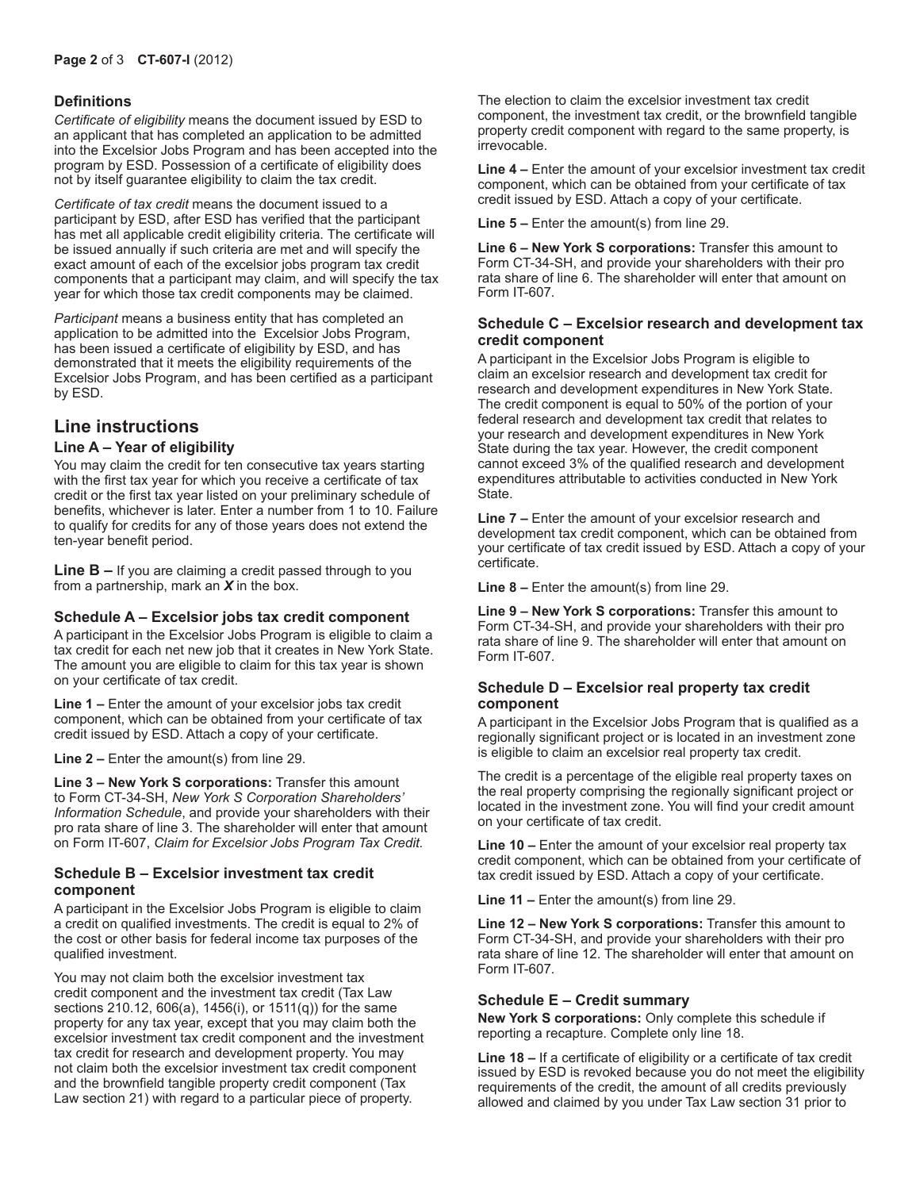### Definitions

*Certificate of eligibility* means the document issued by ESD to an applicant that has completed an application to be admitted into the Excelsior Jobs Program and has been accepted into the program by ESD. Possession of a certificate of eligibility does not by itself guarantee eligibility to claim the tax credit.

*Certificate of tax credit* means the document issued to a participant by ESD, after ESD has verified that the participant has met all applicable credit eligibility criteria. The certificate will be issued annually if such criteria are met and will specify the exact amount of each of the excelsior jobs program tax credit components that a participant may claim, and will specify the tax year for which those tax credit components may be claimed.

*Participant* means a business entity that has completed an application to be admitted into the Excelsior Jobs Program, has been issued a certificate of eligibility by ESD, and has demonstrated that it meets the eligibility requirements of the Excelsior Jobs Program, and has been certified as a participant by ESD.

## Line instructions

### Line A – Year of eligibility

You may claim the credit for ten consecutive tax years starting with the first tax year for which you receive a certificate of tax credit or the first tax year listed on your preliminary schedule of benefits, whichever is later. Enter a number from 1 to 10. Failure to qualify for credits for any of those years does not extend the ten-year benefit period.

**Line B –** If you are claiming a credit passed through to you from a partnership, mark an ***X*** in the box.

### Schedule A – Excelsior jobs tax credit component

A participant in the Excelsior Jobs Program is eligible to claim a tax credit for each net new job that it creates in New York State. The amount you are eligible to claim for this tax year is shown on your certificate of tax credit.

**Line 1 –** Enter the amount of your excelsior jobs tax credit component, which can be obtained from your certificate of tax credit issued by ESD. Attach a copy of your certificate.

**Line 2 –** Enter the amount(s) from line 29.

**Line 3 – New York S corporations:** Transfer this amount to Form CT-34-SH, *New York S Corporation Shareholders' Information Schedule*, and provide your shareholders with their pro rata share of line 3. The shareholder will enter that amount on Form IT-607, *Claim for Excelsior Jobs Program Tax Credit.*

### Schedule B – Excelsior investment tax credit component

A participant in the Excelsior Jobs Program is eligible to claim a credit on qualified investments. The credit is equal to 2% of the cost or other basis for federal income tax purposes of the qualified investment.

You may not claim both the excelsior investment tax credit component and the investment tax credit (Tax Law sections 210.12, 606(a), 1456(i), or 1511(q)) for the same property for any tax year, except that you may claim both the excelsior investment tax credit component and the investment tax credit for research and development property. You may not claim both the excelsior investment tax credit component and the brownfield tangible property credit component (Tax Law section 21) with regard to a particular piece of property.

The election to claim the excelsior investment tax credit component, the investment tax credit, or the brownfield tangible property credit component with regard to the same property, is irrevocable.

**Line 4 –** Enter the amount of your excelsior investment tax credit component, which can be obtained from your certificate of tax credit issued by ESD. Attach a copy of your certificate.

**Line 5 –** Enter the amount(s) from line 29.

**Line 6 – New York S corporations:** Transfer this amount to Form CT-34-SH, and provide your shareholders with their pro rata share of line 6. The shareholder will enter that amount on Form IT-607.

### Schedule C – Excelsior research and development tax credit component

A participant in the Excelsior Jobs Program is eligible to claim an excelsior research and development tax credit for research and development expenditures in New York State. The credit component is equal to 50% of the portion of your federal research and development tax credit that relates to your research and development expenditures in New York State during the tax year. However, the credit component cannot exceed 3% of the qualified research and development expenditures attributable to activities conducted in New York State.

**Line 7 –** Enter the amount of your excelsior research and development tax credit component, which can be obtained from your certificate of tax credit issued by ESD. Attach a copy of your certificate.

**Line 8 –** Enter the amount(s) from line 29.

**Line 9 – New York S corporations:** Transfer this amount to Form CT-34-SH, and provide your shareholders with their pro rata share of line 9. The shareholder will enter that amount on Form IT-607.

### Schedule D – Excelsior real property tax credit component

A participant in the Excelsior Jobs Program that is qualified as a regionally significant project or is located in an investment zone is eligible to claim an excelsior real property tax credit.

The credit is a percentage of the eligible real property taxes on the real property comprising the regionally significant project or located in the investment zone. You will find your credit amount on your certificate of tax credit.

**Line 10 –** Enter the amount of your excelsior real property tax credit component, which can be obtained from your certificate of tax credit issued by ESD. Attach a copy of your certificate.

**Line 11 –** Enter the amount(s) from line 29.

**Line 12 – New York S corporations:** Transfer this amount to Form CT-34-SH, and provide your shareholders with their pro rata share of line 12. The shareholder will enter that amount on Form IT-607.

### Schedule E – Credit summary

**New York S corporations:** Only complete this schedule if reporting a recapture. Complete only line 18.

**Line 18 –** If a certificate of eligibility or a certificate of tax credit issued by ESD is revoked because you do not meet the eligibility requirements of the credit, the amount of all credits previously allowed and claimed by you under Tax Law section 31 prior to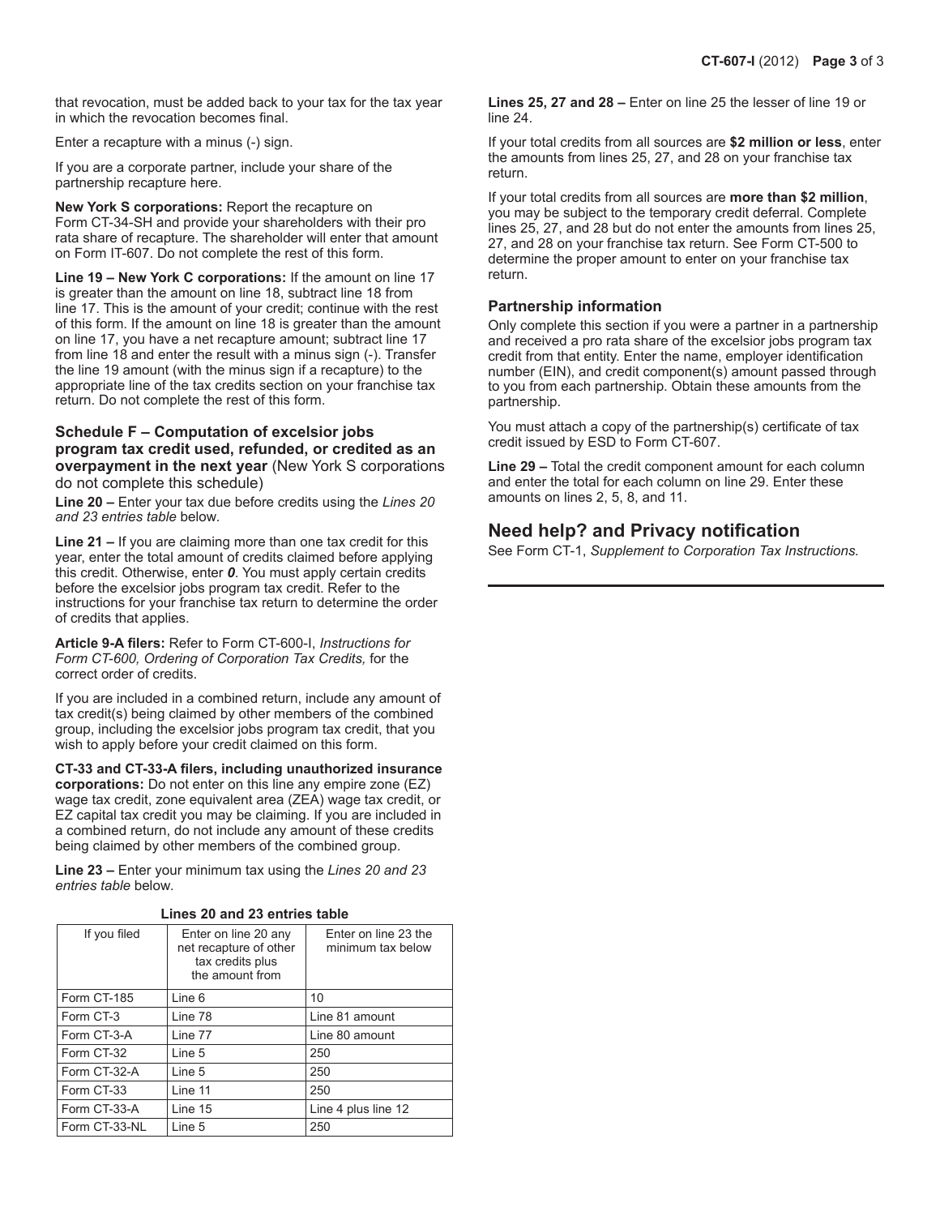that revocation, must be added back to your tax for the tax year in which the revocation becomes final.

Enter a recapture with a minus (-) sign.

If you are a corporate partner, include your share of the partnership recapture here.

**New York S corporations:** Report the recapture on Form CT-34-SH and provide your shareholders with their pro rata share of recapture. The shareholder will enter that amount on Form IT-607. Do not complete the rest of this form.

**Line 19 – New York C corporations:** If the amount on line 17 is greater than the amount on line 18, subtract line 18 from line 17. This is the amount of your credit; continue with the rest of this form. If the amount on line 18 is greater than the amount on line 17, you have a net recapture amount; subtract line 17 from line 18 and enter the result with a minus sign (-). Transfer the line 19 amount (with the minus sign if a recapture) to the appropriate line of the tax credits section on your franchise tax return. Do not complete the rest of this form.

### Schedule F – Computation of excelsior jobs program tax credit used, refunded, or credited as an overpayment in the next year (New York S corporations do not complete this schedule)

**Line 20 –** Enter your tax due before credits using the *Lines 20 and 23 entries table* below.

**Line 21 –** If you are claiming more than one tax credit for this year, enter the total amount of credits claimed before applying this credit. Otherwise, enter ***0***. You must apply certain credits before the excelsior jobs program tax credit. Refer to the instructions for your franchise tax return to determine the order of credits that applies.

**Article 9-A filers:** Refer to Form CT-600-I, *Instructions for Form CT-600, Ordering of Corporation Tax Credits,* for the correct order of credits.

If you are included in a combined return, include any amount of tax credit(s) being claimed by other members of the combined group, including the excelsior jobs program tax credit, that you wish to apply before your credit claimed on this form.

**CT-33 and CT-33-A filers, including unauthorized insurance corporations:** Do not enter on this line any empire zone (EZ) wage tax credit, zone equivalent area (ZEA) wage tax credit, or EZ capital tax credit you may be claiming. If you are included in a combined return, do not include any amount of these credits being claimed by other members of the combined group.

**Line 23 –** Enter your minimum tax using the *Lines 20 and 23 entries table* below.

**Lines 20 and 23 entries table**

| If you filed | Enter on line 20 any net recapture of other tax credits plus the amount from | Enter on line 23 the minimum tax below |
|---|---|---|
| Form CT-185 | Line 6 | 10 |
| Form CT-3 | Line 78 | Line 81 amount |
| Form CT-3-A | Line 77 | Line 80 amount |
| Form CT-32 | Line 5 | 250 |
| Form CT-32-A | Line 5 | 250 |
| Form CT-33 | Line 11 | 250 |
| Form CT-33-A | Line 15 | Line 4 plus line 12 |
| Form CT-33-NL | Line 5 | 250 |

**Lines 25, 27 and 28 –** Enter on line 25 the lesser of line 19 or line 24.

If your total credits from all sources are **$2 million or less**, enter the amounts from lines 25, 27, and 28 on your franchise tax return.

If your total credits from all sources are **more than $2 million**, you may be subject to the temporary credit deferral. Complete lines 25, 27, and 28 but do not enter the amounts from lines 25, 27, and 28 on your franchise tax return. See Form CT-500 to determine the proper amount to enter on your franchise tax return.

### Partnership information

Only complete this section if you were a partner in a partnership and received a pro rata share of the excelsior jobs program tax credit from that entity. Enter the name, employer identification number (EIN), and credit component(s) amount passed through to you from each partnership. Obtain these amounts from the partnership.

You must attach a copy of the partnership(s) certificate of tax credit issued by ESD to Form CT-607.

**Line 29 –** Total the credit component amount for each column and enter the total for each column on line 29. Enter these amounts on lines 2, 5, 8, and 11.

## Need help? and Privacy notification

See Form CT-1, *Supplement to Corporation Tax Instructions.*